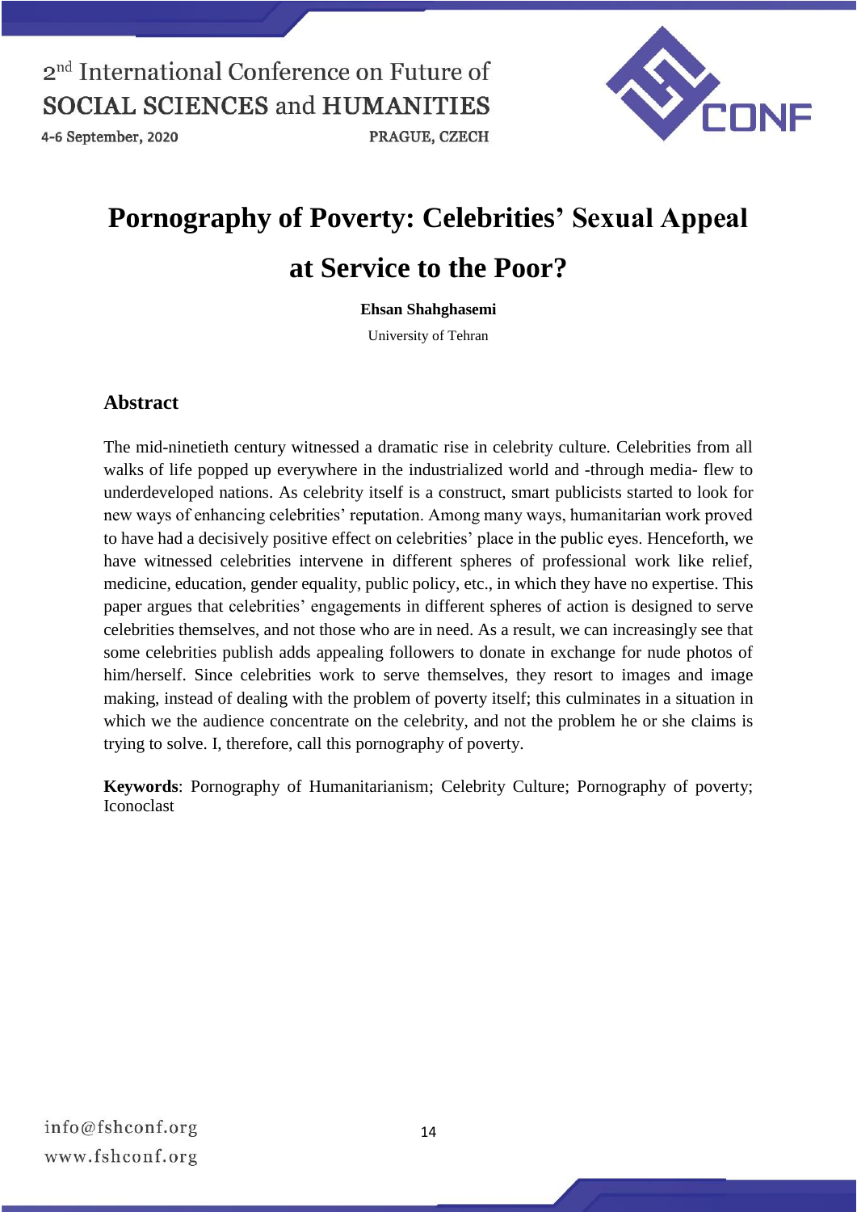# Pornography of Poverty: Celebrities' Sexual Appeal at Service to the Poor?

**Ehsan Shahghasemi**

University of Tehran

## Abstract

The mid-ninetieth century witnessed a dramatic rise in celebrity culture. Celebrities from all walks of life popped up everywhere in the industrialized world and -through media- flew to underdeveloped nations. As celebrity itself is a construct, smart publicists started to look for new ways of enhancing celebrities' reputation. Among many ways, humanitarian work proved to have had a decisively positive effect on celebrities' place in the public eyes. Henceforth, we have witnessed celebrities intervene in different spheres of professional work like relief, medicine, education, gender equality, public policy, etc., in which they have no expertise. This paper argues that celebrities' engagements in different spheres of action is designed to serve celebrities themselves, and not those who are in need. As a result, we can increasingly see that some celebrities publish adds appealing followers to donate in exchange for nude photos of him/herself. Since celebrities work to serve themselves, they resort to images and image making, instead of dealing with the problem of poverty itself; this culminates in a situation in which we the audience concentrate on the celebrity, and not the problem he or she claims is trying to solve. I, therefore, call this pornography of poverty.

**Keywords**: Pornography of Humanitarianism; Celebrity Culture; Pornography of poverty; Iconoclast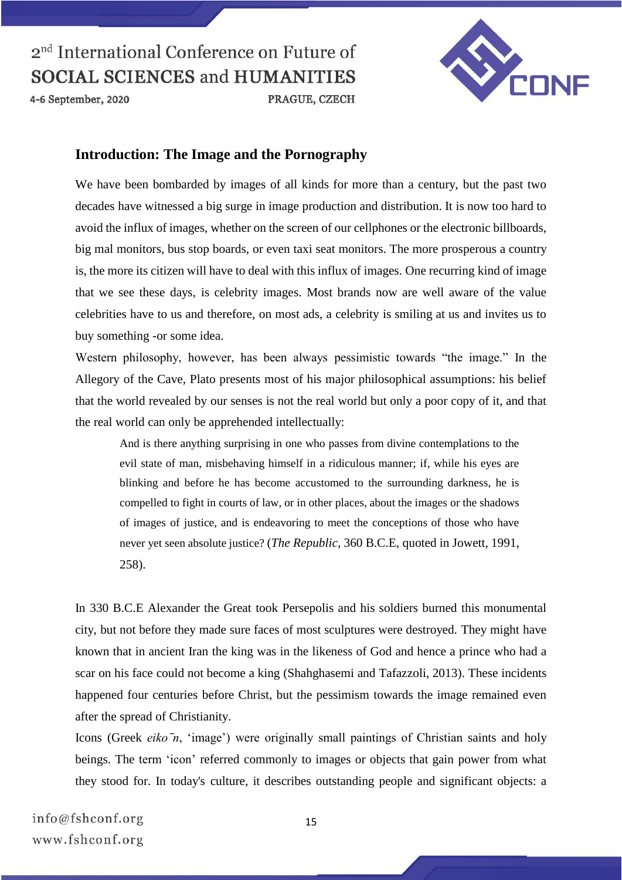## Introduction: The Image and the Pornography

We have been bombarded by images of all kinds for more than a century, but the past two decades have witnessed a big surge in image production and distribution. It is now too hard to avoid the influx of images, whether on the screen of our cellphones or the electronic billboards, big mal monitors, bus stop boards, or even taxi seat monitors. The more prosperous a country is, the more its citizen will have to deal with this influx of images. One recurring kind of image that we see these days, is celebrity images. Most brands now are well aware of the value celebrities have to us and therefore, on most ads, a celebrity is smiling at us and invites us to buy something -or some idea.

Western philosophy, however, has been always pessimistic towards "the image." In the Allegory of the Cave, Plato presents most of his major philosophical assumptions: his belief that the world revealed by our senses is not the real world but only a poor copy of it, and that the real world can only be apprehended intellectually:

> And is there anything surprising in one who passes from divine contemplations to the evil state of man, misbehaving himself in a ridiculous manner; if, while his eyes are blinking and before he has become accustomed to the surrounding darkness, he is compelled to fight in courts of law, or in other places, about the images or the shadows of images of justice, and is endeavoring to meet the conceptions of those who have never yet seen absolute justice? (*The Republic*, 360 B.C.E, quoted in Jowett, 1991, 258).

In 330 B.C.E Alexander the Great took Persepolis and his soldiers burned this monumental city, but not before they made sure faces of most sculptures were destroyed. They might have known that in ancient Iran the king was in the likeness of God and hence a prince who had a scar on his face could not become a king (Shahghasemi and Tafazzoli, 2013). These incidents happened four centuries before Christ, but the pessimism towards the image remained even after the spread of Christianity.

Icons (Greek *eiko¯n*, 'image') were originally small paintings of Christian saints and holy beings. The term 'icon' referred commonly to images or objects that gain power from what they stood for. In today's culture, it describes outstanding people and significant objects: a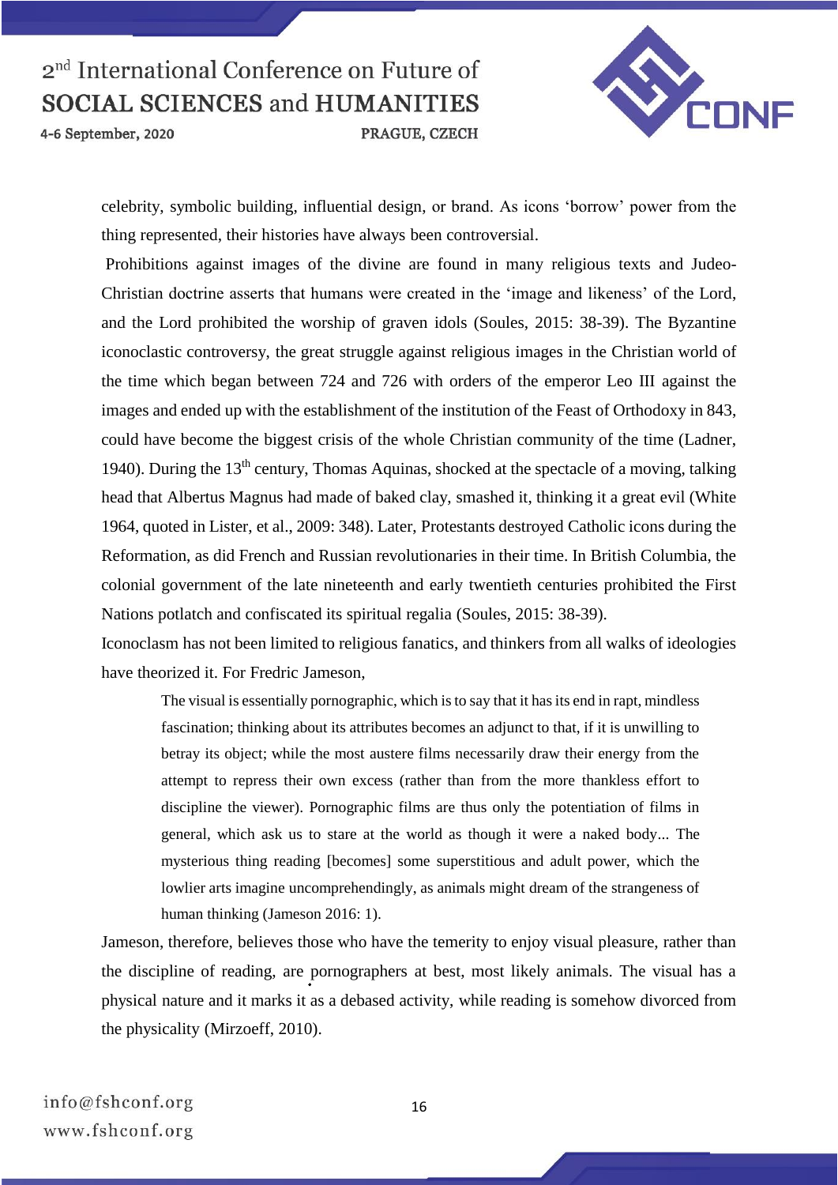celebrity, symbolic building, influential design, or brand. As icons 'borrow' power from the thing represented, their histories have always been controversial.

Prohibitions against images of the divine are found in many religious texts and Judeo-Christian doctrine asserts that humans were created in the 'image and likeness' of the Lord, and the Lord prohibited the worship of graven idols (Soules, 2015: 38-39). The Byzantine iconoclastic controversy, the great struggle against religious images in the Christian world of the time which began between 724 and 726 with orders of the emperor Leo III against the images and ended up with the establishment of the institution of the Feast of Orthodoxy in 843, could have become the biggest crisis of the whole Christian community of the time (Ladner, 1940). During the 13th century, Thomas Aquinas, shocked at the spectacle of a moving, talking head that Albertus Magnus had made of baked clay, smashed it, thinking it a great evil (White 1964, quoted in Lister, et al., 2009: 348). Later, Protestants destroyed Catholic icons during the Reformation, as did French and Russian revolutionaries in their time. In British Columbia, the colonial government of the late nineteenth and early twentieth centuries prohibited the First Nations potlatch and confiscated its spiritual regalia (Soules, 2015: 38-39).

Iconoclasm has not been limited to religious fanatics, and thinkers from all walks of ideologies have theorized it. For Fredric Jameson,

> The visual is essentially pornographic, which is to say that it has its end in rapt, mindless fascination; thinking about its attributes becomes an adjunct to that, if it is unwilling to betray its object; while the most austere films necessarily draw their energy from the attempt to repress their own excess (rather than from the more thankless effort to discipline the viewer). Pornographic films are thus only the potentiation of films in general, which ask us to stare at the world as though it were a naked body... The mysterious thing reading [becomes] some superstitious and adult power, which the lowlier arts imagine uncomprehendingly, as animals might dream of the strangeness of human thinking (Jameson 2016: 1).

Jameson, therefore, believes those who have the temerity to enjoy visual pleasure, rather than the discipline of reading, are pornographers at best, most likely animals. The visual has a physical nature and it marks it as a debased activity, while reading is somehow divorced from the physicality (Mirzoeff, 2010).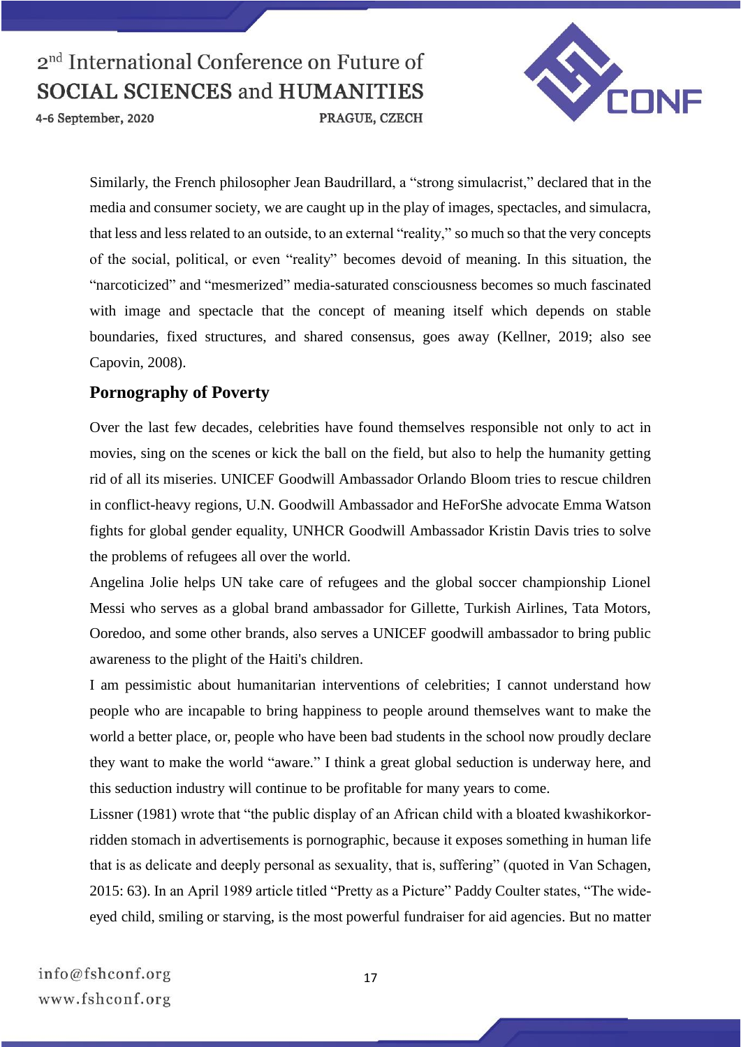Similarly, the French philosopher Jean Baudrillard, a "strong simulacrist," declared that in the media and consumer society, we are caught up in the play of images, spectacles, and simulacra, that less and less related to an outside, to an external "reality," so much so that the very concepts of the social, political, or even "reality" becomes devoid of meaning. In this situation, the "narcoticized" and "mesmerized" media-saturated consciousness becomes so much fascinated with image and spectacle that the concept of meaning itself which depends on stable boundaries, fixed structures, and shared consensus, goes away (Kellner, 2019; also see Capovin, 2008).

## Pornography of Poverty

Over the last few decades, celebrities have found themselves responsible not only to act in movies, sing on the scenes or kick the ball on the field, but also to help the humanity getting rid of all its miseries. UNICEF Goodwill Ambassador Orlando Bloom tries to rescue children in conflict-heavy regions, U.N. Goodwill Ambassador and HeForShe advocate Emma Watson fights for global gender equality, UNHCR Goodwill Ambassador Kristin Davis tries to solve the problems of refugees all over the world.

Angelina Jolie helps UN take care of refugees and the global soccer championship Lionel Messi who serves as a global brand ambassador for Gillette, Turkish Airlines, Tata Motors, Ooredoo, and some other brands, also serves a UNICEF goodwill ambassador to bring public awareness to the plight of the Haiti's children.

I am pessimistic about humanitarian interventions of celebrities; I cannot understand how people who are incapable to bring happiness to people around themselves want to make the world a better place, or, people who have been bad students in the school now proudly declare they want to make the world "aware." I think a great global seduction is underway here, and this seduction industry will continue to be profitable for many years to come.

Lissner (1981) wrote that "the public display of an African child with a bloated kwashikorkor-ridden stomach in advertisements is pornographic, because it exposes something in human life that is as delicate and deeply personal as sexuality, that is, suffering" (quoted in Van Schagen, 2015: 63). In an April 1989 article titled "Pretty as a Picture" Paddy Coulter states, "The wide-eyed child, smiling or starving, is the most powerful fundraiser for aid agencies. But no matter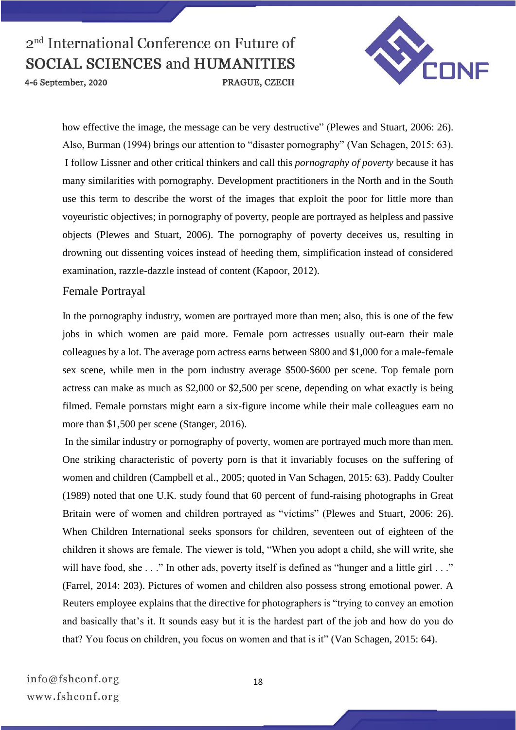how effective the image, the message can be very destructive" (Plewes and Stuart, 2006: 26). Also, Burman (1994) brings our attention to "disaster pornography" (Van Schagen, 2015: 63). I follow Lissner and other critical thinkers and call this *pornography of poverty* because it has many similarities with pornography. Development practitioners in the North and in the South use this term to describe the worst of the images that exploit the poor for little more than voyeuristic objectives; in pornography of poverty, people are portrayed as helpless and passive objects (Plewes and Stuart, 2006). The pornography of poverty deceives us, resulting in drowning out dissenting voices instead of heeding them, simplification instead of considered examination, razzle-dazzle instead of content (Kapoor, 2012).

## Female Portrayal

In the pornography industry, women are portrayed more than men; also, this is one of the few jobs in which women are paid more. Female porn actresses usually out-earn their male colleagues by a lot. The average porn actress earns between $800 and $1,000 for a male-female sex scene, while men in the porn industry average $500-$600 per scene. Top female porn actress can make as much as $2,000 or $2,500 per scene, depending on what exactly is being filmed. Female pornstars might earn a six-figure income while their male colleagues earn no more than $1,500 per scene (Stanger, 2016).

In the similar industry or pornography of poverty, women are portrayed much more than men. One striking characteristic of poverty porn is that it invariably focuses on the suffering of women and children (Campbell et al., 2005; quoted in Van Schagen, 2015: 63). Paddy Coulter (1989) noted that one U.K. study found that 60 percent of fund-raising photographs in Great Britain were of women and children portrayed as "victims" (Plewes and Stuart, 2006: 26). When Children International seeks sponsors for children, seventeen out of eighteen of the children it shows are female. The viewer is told, "When you adopt a child, she will write, she will have food, she . . ." In other ads, poverty itself is defined as "hunger and a little girl . . ." (Farrel, 2014: 203). Pictures of women and children also possess strong emotional power. A Reuters employee explains that the directive for photographers is "trying to convey an emotion and basically that's it. It sounds easy but it is the hardest part of the job and how do you do that? You focus on children, you focus on women and that is it" (Van Schagen, 2015: 64).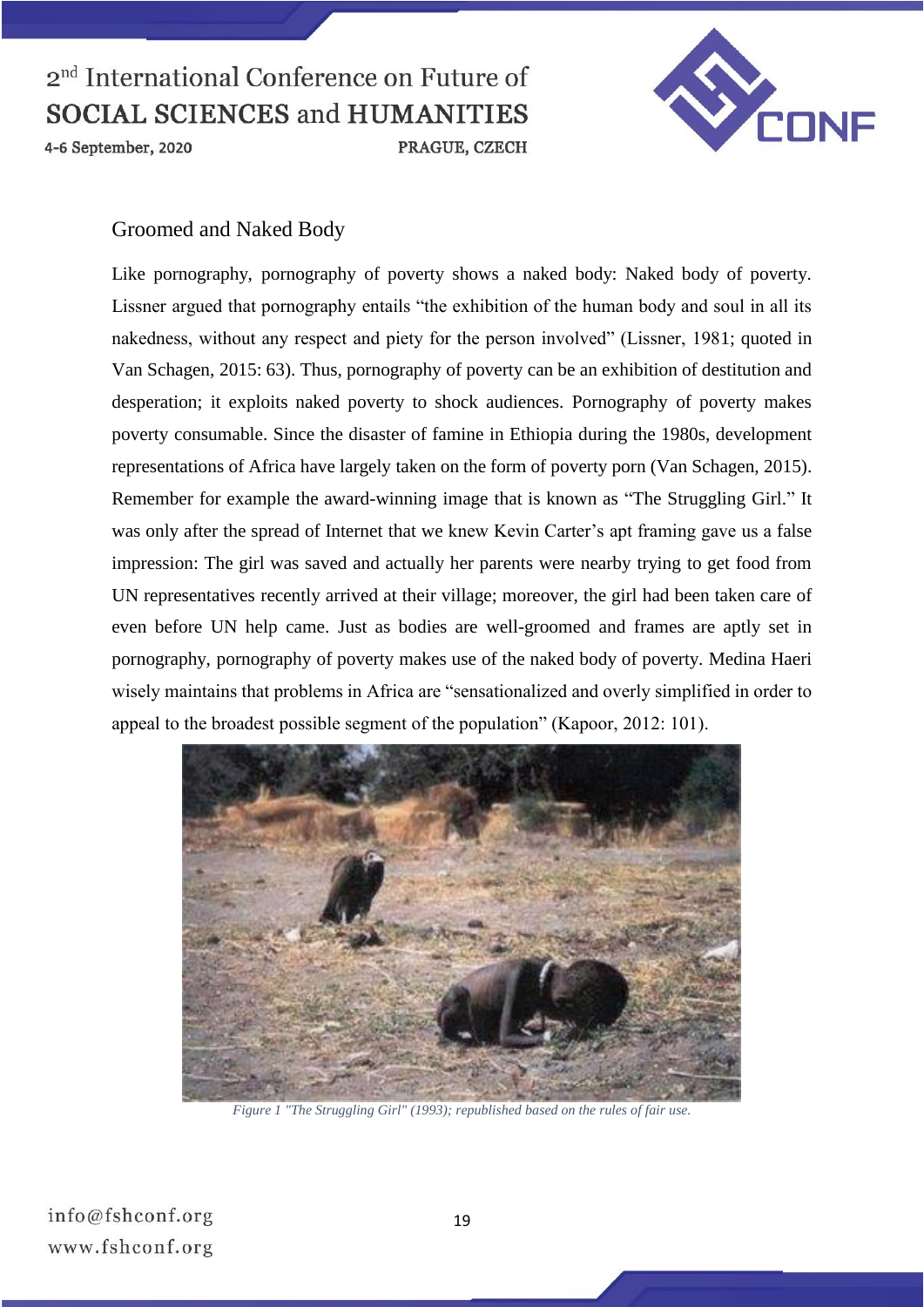## Groomed and Naked Body

Like pornography, pornography of poverty shows a naked body: Naked body of poverty. Lissner argued that pornography entails "the exhibition of the human body and soul in all its nakedness, without any respect and piety for the person involved" (Lissner, 1981; quoted in Van Schagen, 2015: 63). Thus, pornography of poverty can be an exhibition of destitution and desperation; it exploits naked poverty to shock audiences. Pornography of poverty makes poverty consumable. Since the disaster of famine in Ethiopia during the 1980s, development representations of Africa have largely taken on the form of poverty porn (Van Schagen, 2015). Remember for example the award-winning image that is known as "The Struggling Girl." It was only after the spread of Internet that we knew Kevin Carter's apt framing gave us a false impression: The girl was saved and actually her parents were nearby trying to get food from UN representatives recently arrived at their village; moreover, the girl had been taken care of even before UN help came. Just as bodies are well-groomed and frames are aptly set in pornography, pornography of poverty makes use of the naked body of poverty. Medina Haeri wisely maintains that problems in Africa are "sensationalized and overly simplified in order to appeal to the broadest possible segment of the population" (Kapoor, 2012: 101).

*Figure 1 "The Struggling Girl" (1993); republished based on the rules of fair use.*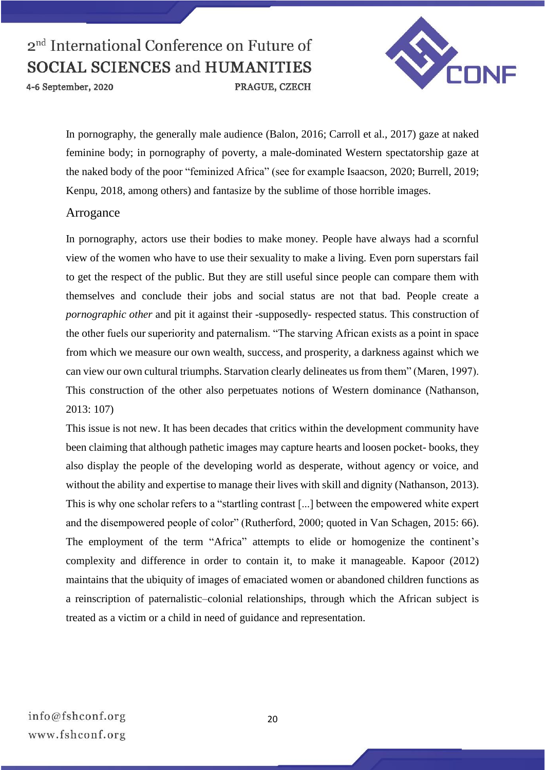In pornography, the generally male audience (Balon, 2016; Carroll et al., 2017) gaze at naked feminine body; in pornography of poverty, a male-dominated Western spectatorship gaze at the naked body of the poor "feminized Africa" (see for example Isaacson, 2020; Burrell, 2019; Kenpu, 2018, among others) and fantasize by the sublime of those horrible images.

## Arrogance

In pornography, actors use their bodies to make money. People have always had a scornful view of the women who have to use their sexuality to make a living. Even porn superstars fail to get the respect of the public. But they are still useful since people can compare them with themselves and conclude their jobs and social status are not that bad. People create a *pornographic other* and pit it against their -supposedly- respected status. This construction of the other fuels our superiority and paternalism. "The starving African exists as a point in space from which we measure our own wealth, success, and prosperity, a darkness against which we can view our own cultural triumphs. Starvation clearly delineates us from them" (Maren, 1997). This construction of the other also perpetuates notions of Western dominance (Nathanson, 2013: 107)

This issue is not new. It has been decades that critics within the development community have been claiming that although pathetic images may capture hearts and loosen pocket- books, they also display the people of the developing world as desperate, without agency or voice, and without the ability and expertise to manage their lives with skill and dignity (Nathanson, 2013). This is why one scholar refers to a "startling contrast [...] between the empowered white expert and the disempowered people of color" (Rutherford, 2000; quoted in Van Schagen, 2015: 66). The employment of the term "Africa" attempts to elide or homogenize the continent's complexity and difference in order to contain it, to make it manageable. Kapoor (2012) maintains that the ubiquity of images of emaciated women or abandoned children functions as a reinscription of paternalistic–colonial relationships, through which the African subject is treated as a victim or a child in need of guidance and representation.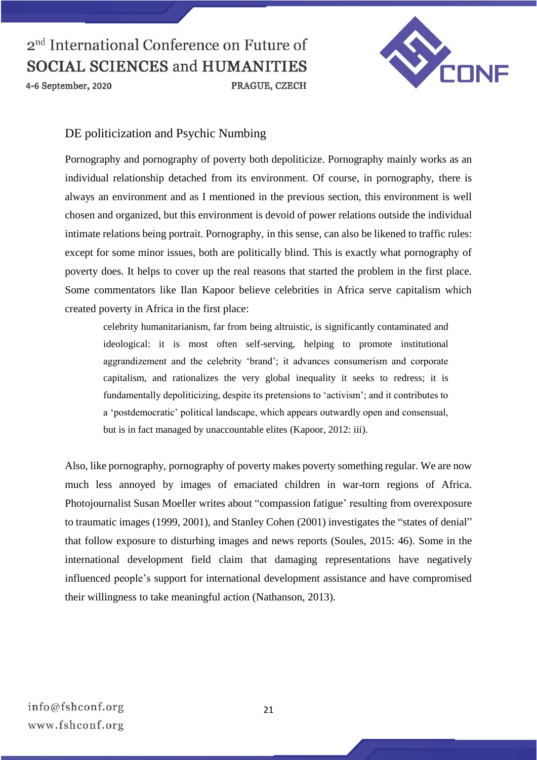## DE politicization and Psychic Numbing

Pornography and pornography of poverty both depoliticize. Pornography mainly works as an individual relationship detached from its environment. Of course, in pornography, there is always an environment and as I mentioned in the previous section, this environment is well chosen and organized, but this environment is devoid of power relations outside the individual intimate relations being portrait. Pornography, in this sense, can also be likened to traffic rules: except for some minor issues, both are politically blind. This is exactly what pornography of poverty does. It helps to cover up the real reasons that started the problem in the first place. Some commentators like Ilan Kapoor believe celebrities in Africa serve capitalism which created poverty in Africa in the first place:

> celebrity humanitarianism, far from being altruistic, is significantly contaminated and ideological: it is most often self-serving, helping to promote institutional aggrandizement and the celebrity 'brand'; it advances consumerism and corporate capitalism, and rationalizes the very global inequality it seeks to redress; it is fundamentally depoliticizing, despite its pretensions to 'activism'; and it contributes to a 'postdemocratic' political landscape, which appears outwardly open and consensual, but is in fact managed by unaccountable elites (Kapoor, 2012: iii).

Also, like pornography, pornography of poverty makes poverty something regular. We are now much less annoyed by images of emaciated children in war-torn regions of Africa. Photojournalist Susan Moeller writes about "compassion fatigue' resulting from overexposure to traumatic images (1999, 2001), and Stanley Cohen (2001) investigates the "states of denial" that follow exposure to disturbing images and news reports (Soules, 2015: 46). Some in the international development field claim that damaging representations have negatively influenced people's support for international development assistance and have compromised their willingness to take meaningful action (Nathanson, 2013).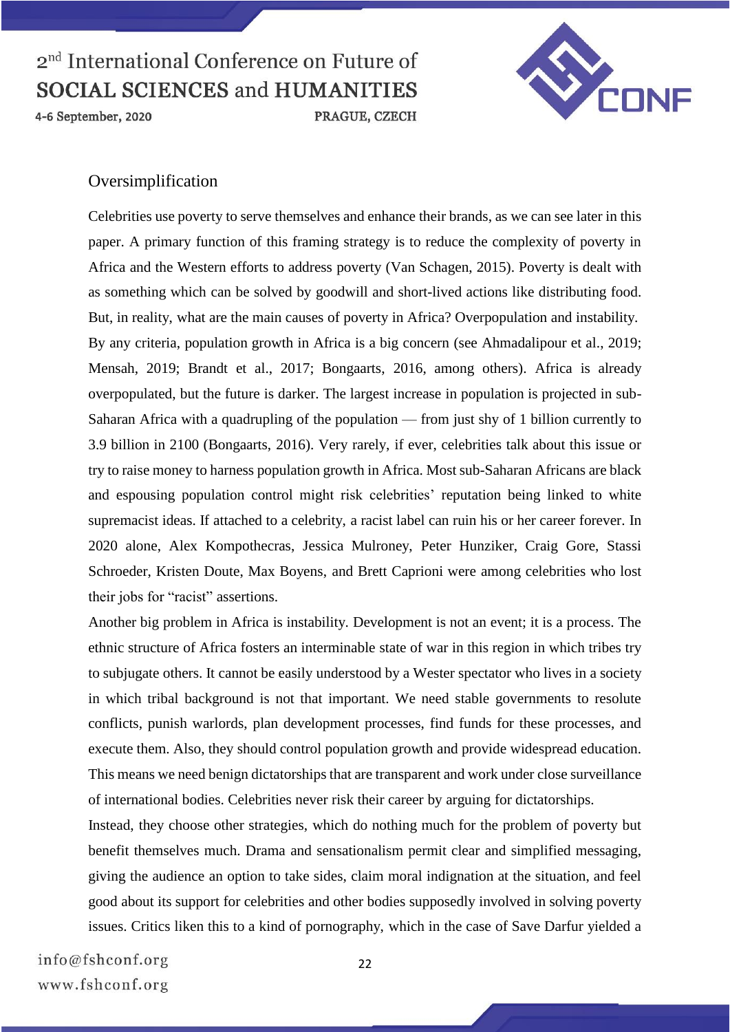## Oversimplification

Celebrities use poverty to serve themselves and enhance their brands, as we can see later in this paper. A primary function of this framing strategy is to reduce the complexity of poverty in Africa and the Western efforts to address poverty (Van Schagen, 2015). Poverty is dealt with as something which can be solved by goodwill and short-lived actions like distributing food. But, in reality, what are the main causes of poverty in Africa? Overpopulation and instability. By any criteria, population growth in Africa is a big concern (see Ahmadalipour et al., 2019; Mensah, 2019; Brandt et al., 2017; Bongaarts, 2016, among others). Africa is already overpopulated, but the future is darker. The largest increase in population is projected in sub-Saharan Africa with a quadrupling of the population — from just shy of 1 billion currently to 3.9 billion in 2100 (Bongaarts, 2016). Very rarely, if ever, celebrities talk about this issue or try to raise money to harness population growth in Africa. Most sub-Saharan Africans are black and espousing population control might risk celebrities' reputation being linked to white supremacist ideas. If attached to a celebrity, a racist label can ruin his or her career forever. In 2020 alone, Alex Kompothecras, Jessica Mulroney, Peter Hunziker, Craig Gore, Stassi Schroeder, Kristen Doute, Max Boyens, and Brett Caprioni were among celebrities who lost their jobs for "racist" assertions.

Another big problem in Africa is instability. Development is not an event; it is a process. The ethnic structure of Africa fosters an interminable state of war in this region in which tribes try to subjugate others. It cannot be easily understood by a Wester spectator who lives in a society in which tribal background is not that important. We need stable governments to resolute conflicts, punish warlords, plan development processes, find funds for these processes, and execute them. Also, they should control population growth and provide widespread education. This means we need benign dictatorships that are transparent and work under close surveillance of international bodies. Celebrities never risk their career by arguing for dictatorships.

Instead, they choose other strategies, which do nothing much for the problem of poverty but benefit themselves much. Drama and sensationalism permit clear and simplified messaging, giving the audience an option to take sides, claim moral indignation at the situation, and feel good about its support for celebrities and other bodies supposedly involved in solving poverty issues. Critics liken this to a kind of pornography, which in the case of Save Darfur yielded a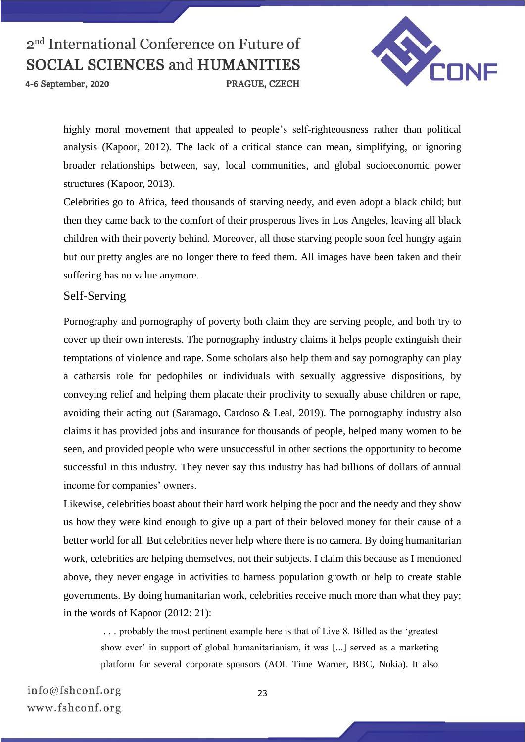highly moral movement that appealed to people's self-righteousness rather than political analysis (Kapoor, 2012). The lack of a critical stance can mean, simplifying, or ignoring broader relationships between, say, local communities, and global socioeconomic power structures (Kapoor, 2013).

Celebrities go to Africa, feed thousands of starving needy, and even adopt a black child; but then they came back to the comfort of their prosperous lives in Los Angeles, leaving all black children with their poverty behind. Moreover, all those starving people soon feel hungry again but our pretty angles are no longer there to feed them. All images have been taken and their suffering has no value anymore.

## Self-Serving

Pornography and pornography of poverty both claim they are serving people, and both try to cover up their own interests. The pornography industry claims it helps people extinguish their temptations of violence and rape. Some scholars also help them and say pornography can play a catharsis role for pedophiles or individuals with sexually aggressive dispositions, by conveying relief and helping them placate their proclivity to sexually abuse children or rape, avoiding their acting out (Saramago, Cardoso & Leal, 2019). The pornography industry also claims it has provided jobs and insurance for thousands of people, helped many women to be seen, and provided people who were unsuccessful in other sections the opportunity to become successful in this industry. They never say this industry has had billions of dollars of annual income for companies' owners.

Likewise, celebrities boast about their hard work helping the poor and the needy and they show us how they were kind enough to give up a part of their beloved money for their cause of a better world for all. But celebrities never help where there is no camera. By doing humanitarian work, celebrities are helping themselves, not their subjects. I claim this because as I mentioned above, they never engage in activities to harness population growth or help to create stable governments. By doing humanitarian work, celebrities receive much more than what they pay; in the words of Kapoor (2012: 21):

> . . . probably the most pertinent example here is that of Live 8. Billed as the 'greatest show ever' in support of global humanitarianism, it was [...] served as a marketing platform for several corporate sponsors (AOL Time Warner, BBC, Nokia). It also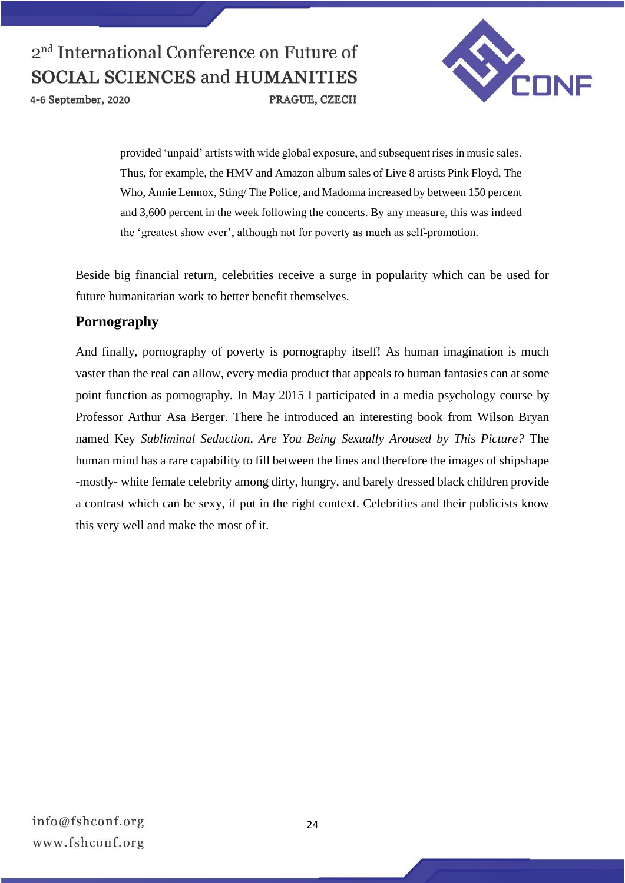> provided 'unpaid' artists with wide global exposure, and subsequent rises in music sales. Thus, for example, the HMV and Amazon album sales of Live 8 artists Pink Floyd, The Who, Annie Lennox, Sting/ The Police, and Madonna increased by between 150 percent and 3,600 percent in the week following the concerts. By any measure, this was indeed the 'greatest show ever', although not for poverty as much as self-promotion.

Beside big financial return, celebrities receive a surge in popularity which can be used for future humanitarian work to better benefit themselves.

## Pornography

And finally, pornography of poverty is pornography itself! As human imagination is much vaster than the real can allow, every media product that appeals to human fantasies can at some point function as pornography. In May 2015 I participated in a media psychology course by Professor Arthur Asa Berger. There he introduced an interesting book from Wilson Bryan named Key *Subliminal Seduction, Are You Being Sexually Aroused by This Picture?* The human mind has a rare capability to fill between the lines and therefore the images of shipshape -mostly- white female celebrity among dirty, hungry, and barely dressed black children provide a contrast which can be sexy, if put in the right context. Celebrities and their publicists know this very well and make the most of it.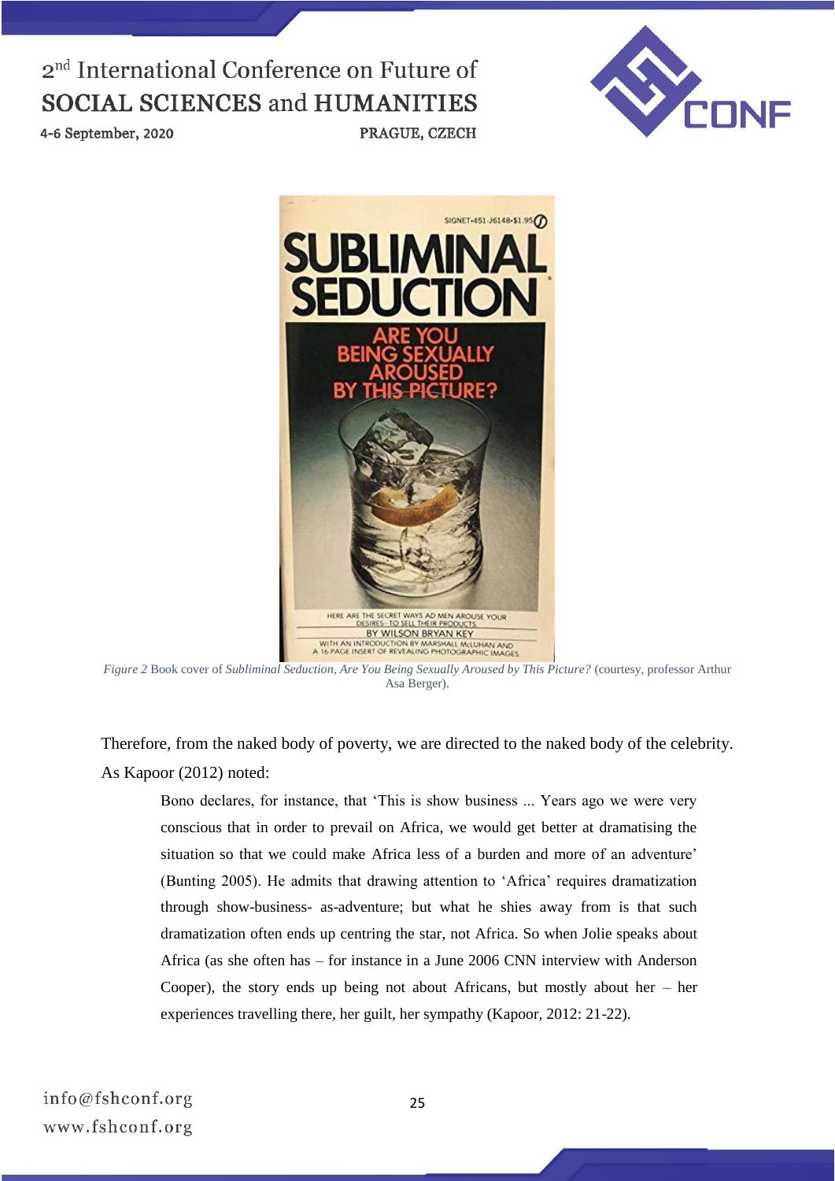*Figure 2* Book cover of *Subliminal Seduction, Are You Being Sexually Aroused by This Picture?* (courtesy, professor Arthur Asa Berger).

Therefore, from the naked body of poverty, we are directed to the naked body of the celebrity. As Kapoor (2012) noted:

> Bono declares, for instance, that 'This is show business ... Years ago we were very conscious that in order to prevail on Africa, we would get better at dramatising the situation so that we could make Africa less of a burden and more of an adventure' (Bunting 2005). He admits that drawing attention to 'Africa' requires dramatization through show-business- as-adventure; but what he shies away from is that such dramatization often ends up centring the star, not Africa. So when Jolie speaks about Africa (as she often has – for instance in a June 2006 CNN interview with Anderson Cooper), the story ends up being not about Africans, but mostly about her – her experiences travelling there, her guilt, her sympathy (Kapoor, 2012: 21-22).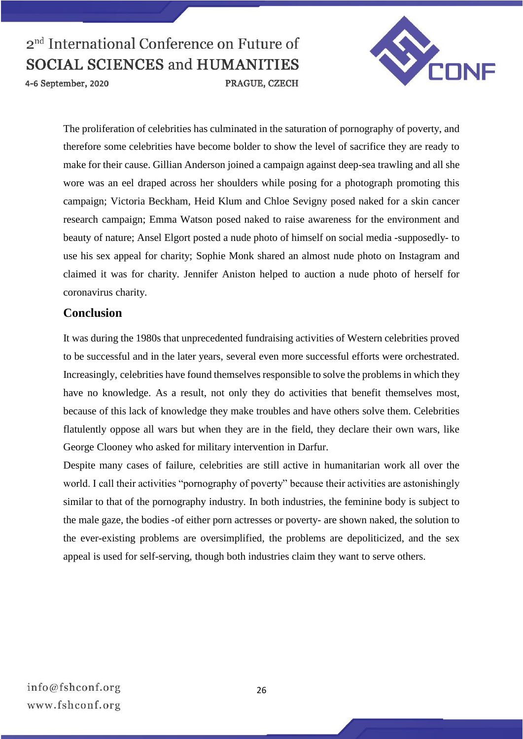The proliferation of celebrities has culminated in the saturation of pornography of poverty, and therefore some celebrities have become bolder to show the level of sacrifice they are ready to make for their cause. Gillian Anderson joined a campaign against deep-sea trawling and all she wore was an eel draped across her shoulders while posing for a photograph promoting this campaign; Victoria Beckham, Heid Klum and Chloe Sevigny posed naked for a skin cancer research campaign; Emma Watson posed naked to raise awareness for the environment and beauty of nature; Ansel Elgort posted a nude photo of himself on social media -supposedly- to use his sex appeal for charity; Sophie Monk shared an almost nude photo on Instagram and claimed it was for charity. Jennifer Aniston helped to auction a nude photo of herself for coronavirus charity.

## Conclusion

It was during the 1980s that unprecedented fundraising activities of Western celebrities proved to be successful and in the later years, several even more successful efforts were orchestrated. Increasingly, celebrities have found themselves responsible to solve the problems in which they have no knowledge. As a result, not only they do activities that benefit themselves most, because of this lack of knowledge they make troubles and have others solve them. Celebrities flatulently oppose all wars but when they are in the field, they declare their own wars, like George Clooney who asked for military intervention in Darfur.

Despite many cases of failure, celebrities are still active in humanitarian work all over the world. I call their activities "pornography of poverty" because their activities are astonishingly similar to that of the pornography industry. In both industries, the feminine body is subject to the male gaze, the bodies -of either porn actresses or poverty- are shown naked, the solution to the ever-existing problems are oversimplified, the problems are depoliticized, and the sex appeal is used for self-serving, though both industries claim they want to serve others.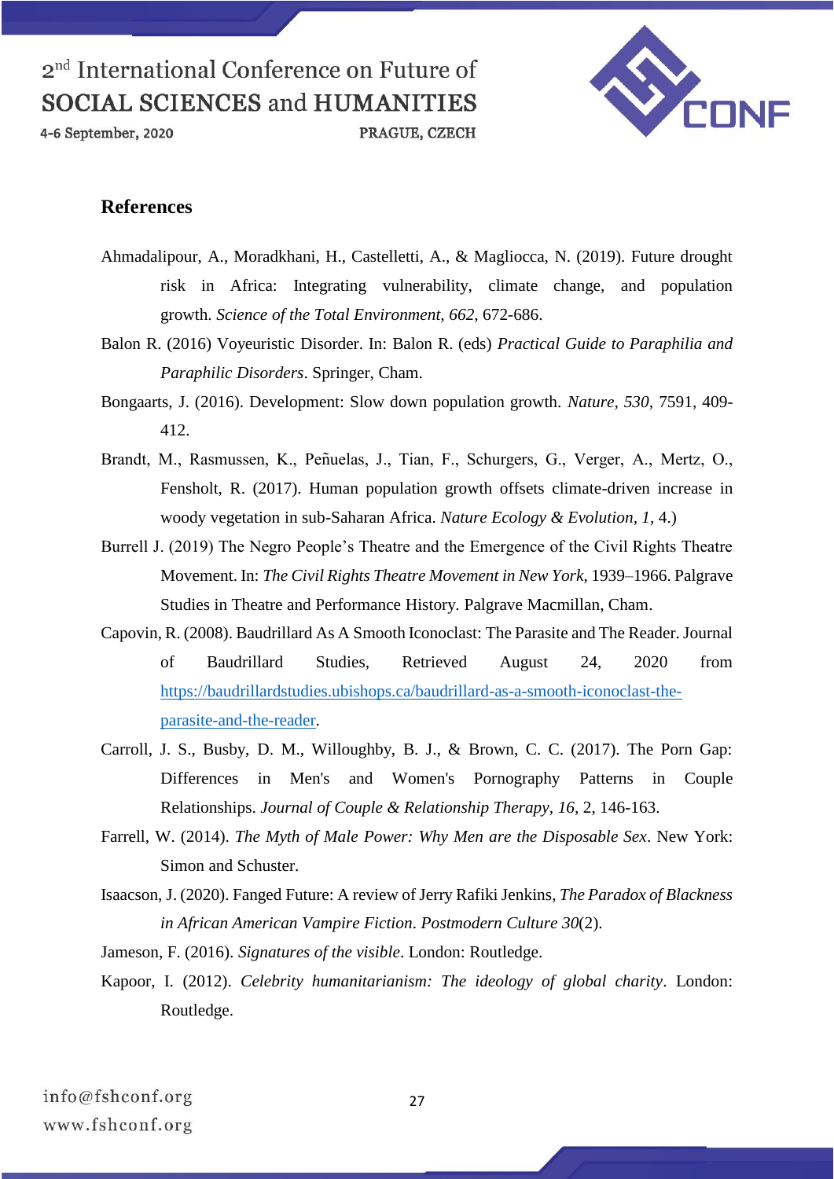## References

Ahmadalipour, A., Moradkhani, H., Castelletti, A., & Magliocca, N. (2019). Future drought risk in Africa: Integrating vulnerability, climate change, and population growth. *Science of the Total Environment, 662,* 672-686.

Balon R. (2016) Voyeuristic Disorder. In: Balon R. (eds) *Practical Guide to Paraphilia and Paraphilic Disorders*. Springer, Cham.

Bongaarts, J. (2016). Development: Slow down population growth. *Nature, 530,* 7591, 409-412.

Brandt, M., Rasmussen, K., Peñuelas, J., Tian, F., Schurgers, G., Verger, A., Mertz, O., Fensholt, R. (2017). Human population growth offsets climate-driven increase in woody vegetation in sub-Saharan Africa. *Nature Ecology & Evolution, 1,* 4.)

Burrell J. (2019) The Negro People's Theatre and the Emergence of the Civil Rights Theatre Movement. In: *The Civil Rights Theatre Movement in New York*, 1939–1966. Palgrave Studies in Theatre and Performance History. Palgrave Macmillan, Cham.

Capovin, R. (2008). Baudrillard As A Smooth Iconoclast: The Parasite and The Reader. Journal of Baudrillard Studies, Retrieved August 24, 2020 from https://baudrillardstudies.ubishops.ca/baudrillard-as-a-smooth-iconoclast-the-parasite-and-the-reader.

Carroll, J. S., Busby, D. M., Willoughby, B. J., & Brown, C. C. (2017). The Porn Gap: Differences in Men's and Women's Pornography Patterns in Couple Relationships. *Journal of Couple & Relationship Therapy, 16,* 2, 146-163.

Farrell, W. (2014). *The Myth of Male Power: Why Men are the Disposable Sex*. New York: Simon and Schuster.

Isaacson, J. (2020). Fanged Future: A review of Jerry Rafiki Jenkins, *The Paradox of Blackness in African American Vampire Fiction*. *Postmodern Culture 30*(2).

Jameson, F. (2016). *Signatures of the visible*. London: Routledge.

Kapoor, I. (2012). *Celebrity humanitarianism: The ideology of global charity*. London: Routledge.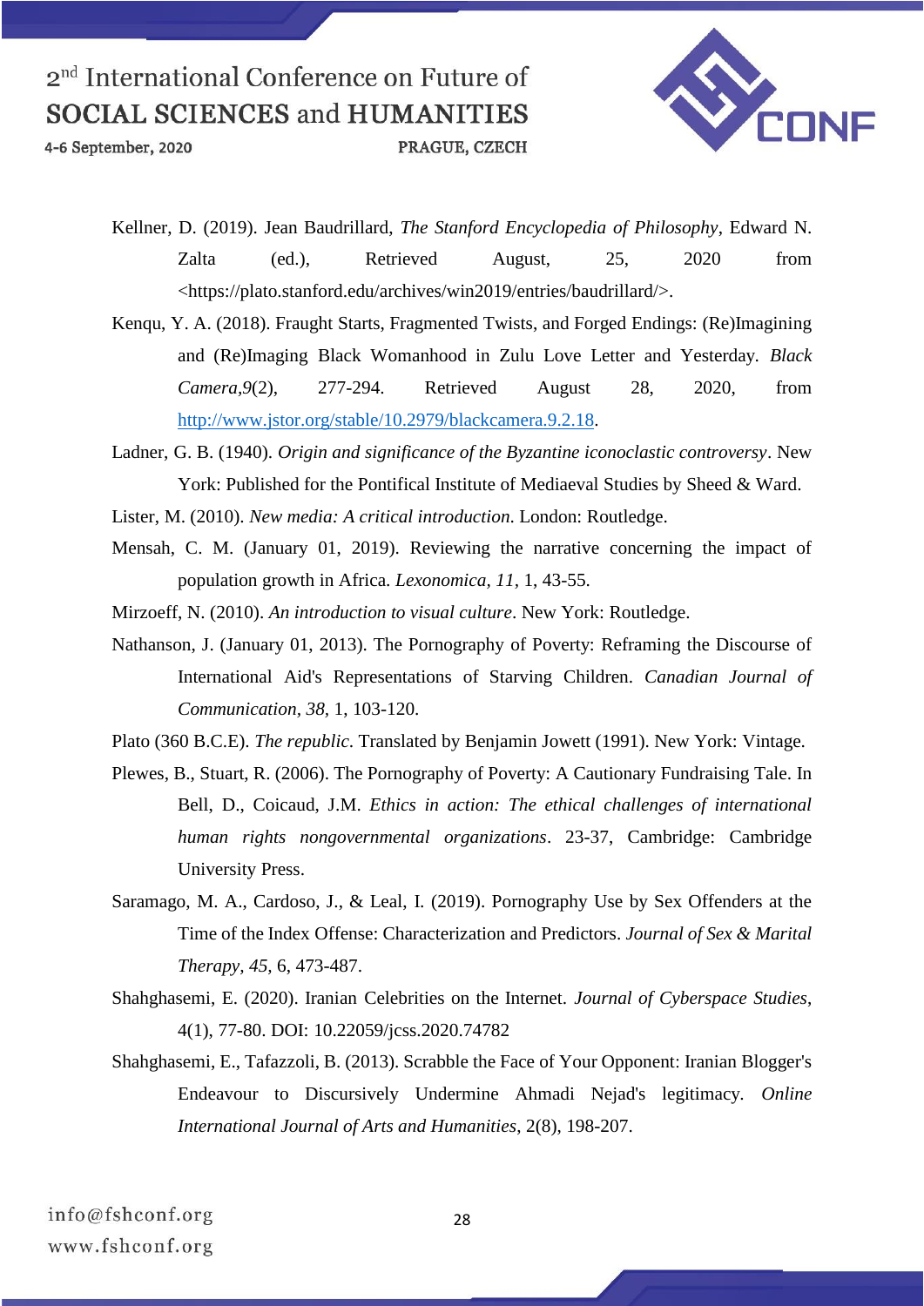Kellner, D. (2019). Jean Baudrillard, *The Stanford Encyclopedia of Philosophy*, Edward N. Zalta (ed.), Retrieved August, 25, 2020 from <https://plato.stanford.edu/archives/win2019/entries/baudrillard/>.

Kenqu, Y. A. (2018). Fraught Starts, Fragmented Twists, and Forged Endings: (Re)Imagining and (Re)Imaging Black Womanhood in Zulu Love Letter and Yesterday. *Black Camera,9*(2), 277-294. Retrieved August 28, 2020, from http://www.jstor.org/stable/10.2979/blackcamera.9.2.18.

Ladner, G. B. (1940). *Origin and significance of the Byzantine iconoclastic controversy*. New York: Published for the Pontifical Institute of Mediaeval Studies by Sheed & Ward.

Lister, M. (2010). *New media: A critical introduction.* London: Routledge.

Mensah, C. M. (January 01, 2019). Reviewing the narrative concerning the impact of population growth in Africa. *Lexonomica, 11*, 1, 43-55.

Mirzoeff, N. (2010). *An introduction to visual culture*. New York: Routledge.

Nathanson, J. (January 01, 2013). The Pornography of Poverty: Reframing the Discourse of International Aid's Representations of Starving Children. *Canadian Journal of Communication, 38*, 1, 103-120.

Plato (360 B.C.E). *The republic*. Translated by Benjamin Jowett (1991). New York: Vintage.

Plewes, B., Stuart, R. (2006). The Pornography of Poverty: A Cautionary Fundraising Tale. In Bell, D., Coicaud, J.M. *Ethics in action: The ethical challenges of international human rights nongovernmental organizations*. 23-37, Cambridge: Cambridge University Press.

Saramago, M. A., Cardoso, J., & Leal, I. (2019). Pornography Use by Sex Offenders at the Time of the Index Offense: Characterization and Predictors. *Journal of Sex & Marital Therapy, 45*, 6, 473-487.

Shahghasemi, E. (2020). Iranian Celebrities on the Internet. *Journal of Cyberspace Studies*, 4(1), 77-80. DOI: 10.22059/jcss.2020.74782

Shahghasemi, E., Tafazzoli, B. (2013). Scrabble the Face of Your Opponent: Iranian Blogger's Endeavour to Discursively Undermine Ahmadi Nejad's legitimacy. *Online International Journal of Arts and Humanities*, 2(8), 198-207.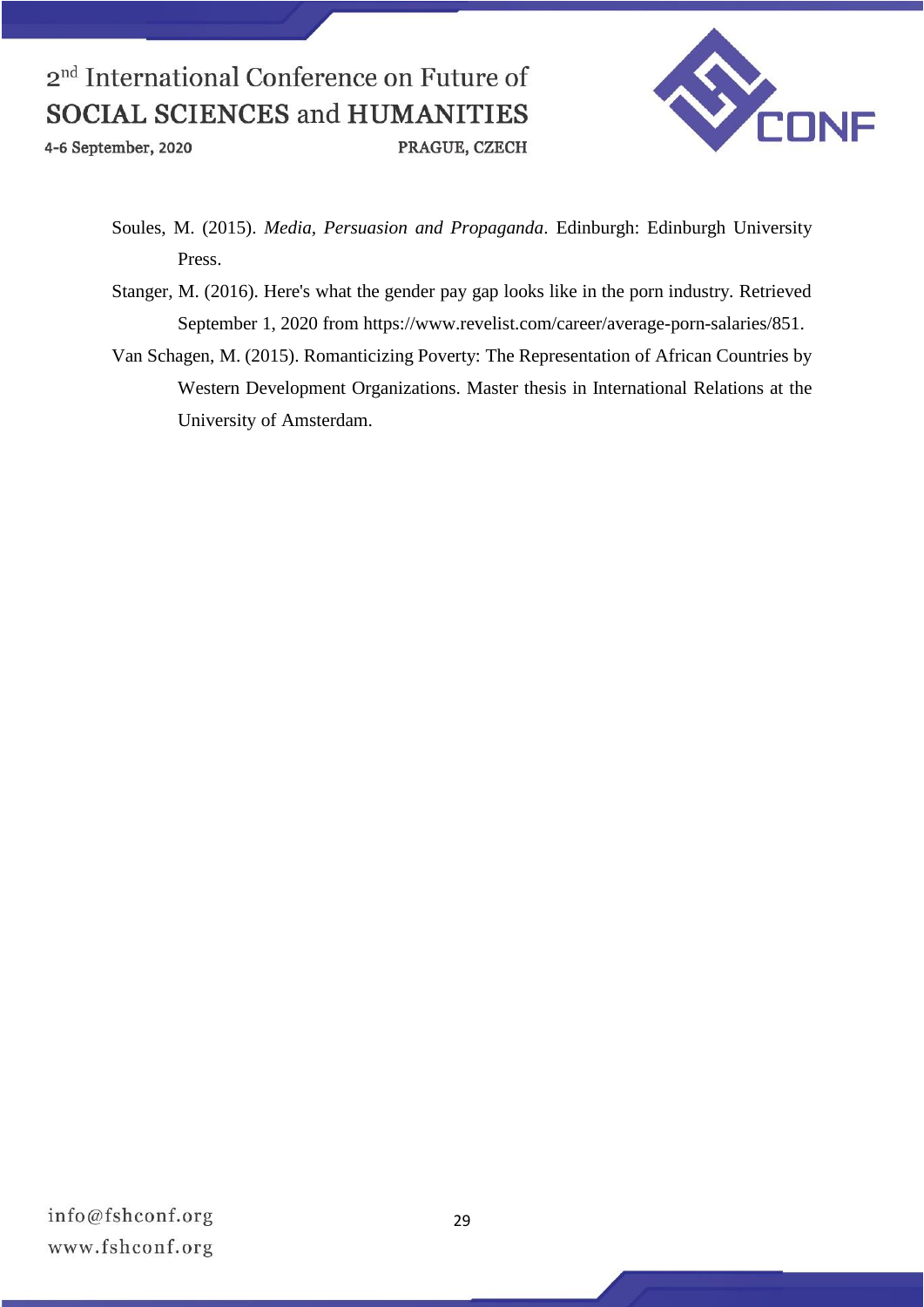Soules, M. (2015). *Media, Persuasion and Propaganda*. Edinburgh: Edinburgh University Press.

Stanger, M. (2016). Here's what the gender pay gap looks like in the porn industry. Retrieved September 1, 2020 from https://www.revelist.com/career/average-porn-salaries/851.

Van Schagen, M. (2015). Romanticizing Poverty: The Representation of African Countries by Western Development Organizations. Master thesis in International Relations at the University of Amsterdam.